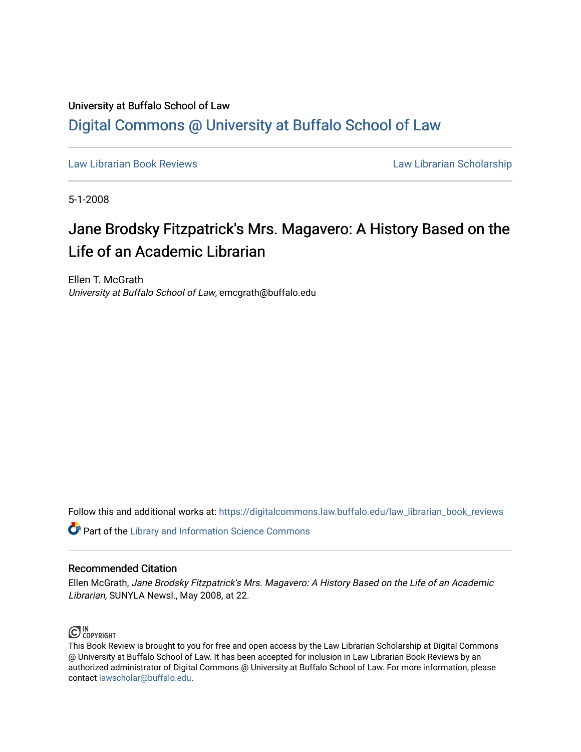University at Buffalo School of Law

# Digital Commons @ University at Buffalo School of Law

Law Librarian Book Reviews

Law Librarian Scholarship

5-1-2008

## Jane Brodsky Fitzpatrick's Mrs. Magavero: A History Based on the Life of an Academic Librarian

Ellen T. McGrath
*University at Buffalo School of Law*, emcgrath@buffalo.edu

Follow this and additional works at: https://digitalcommons.law.buffalo.edu/law_librarian_book_reviews

Part of the Library and Information Science Commons

### Recommended Citation

Ellen McGrath, *Jane Brodsky Fitzpatrick's Mrs. Magavero: A History Based on the Life of an Academic Librarian*, SUNYLA Newsl., May 2008, at 22.

IN COPYRIGHT

This Book Review is brought to you for free and open access by the Law Librarian Scholarship at Digital Commons @ University at Buffalo School of Law. It has been accepted for inclusion in Law Librarian Book Reviews by an authorized administrator of Digital Commons @ University at Buffalo School of Law. For more information, please contact lawscholar@buffalo.edu.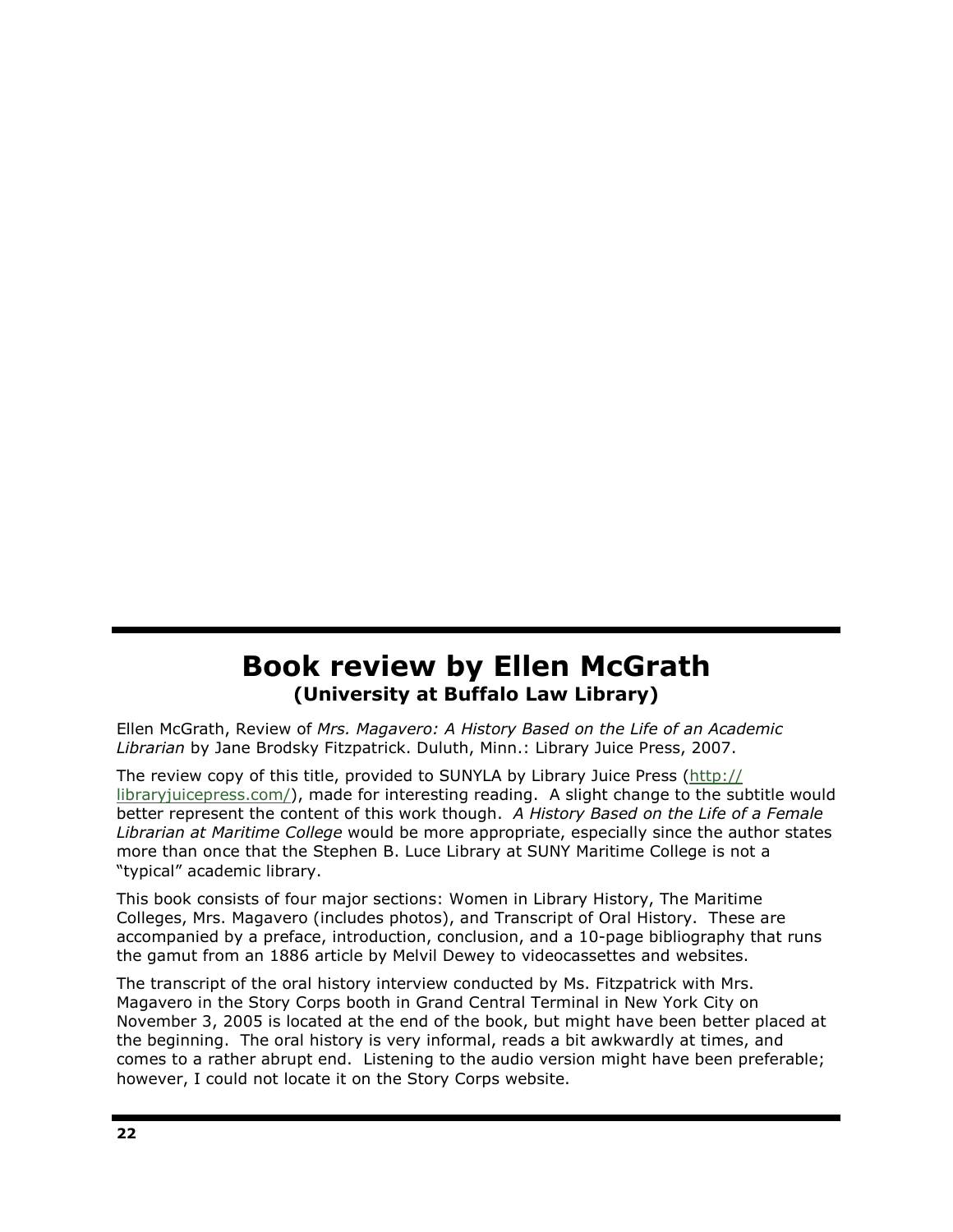# Book review by Ellen McGrath
## (University at Buffalo Law Library)

Ellen McGrath, Review of *Mrs. Magavero: A History Based on the Life of an Academic Librarian* by Jane Brodsky Fitzpatrick. Duluth, Minn.: Library Juice Press, 2007.

The review copy of this title, provided to SUNYLA by Library Juice Press (http://libraryjuicepress.com/), made for interesting reading. A slight change to the subtitle would better represent the content of this work though. *A History Based on the Life of a Female Librarian at Maritime College* would be more appropriate, especially since the author states more than once that the Stephen B. Luce Library at SUNY Maritime College is not a "typical" academic library.

This book consists of four major sections: Women in Library History, The Maritime Colleges, Mrs. Magavero (includes photos), and Transcript of Oral History. These are accompanied by a preface, introduction, conclusion, and a 10-page bibliography that runs the gamut from an 1886 article by Melvil Dewey to videocassettes and websites.

The transcript of the oral history interview conducted by Ms. Fitzpatrick with Mrs. Magavero in the Story Corps booth in Grand Central Terminal in New York City on November 3, 2005 is located at the end of the book, but might have been better placed at the beginning. The oral history is very informal, reads a bit awkwardly at times, and comes to a rather abrupt end. Listening to the audio version might have been preferable; however, I could not locate it on the Story Corps website.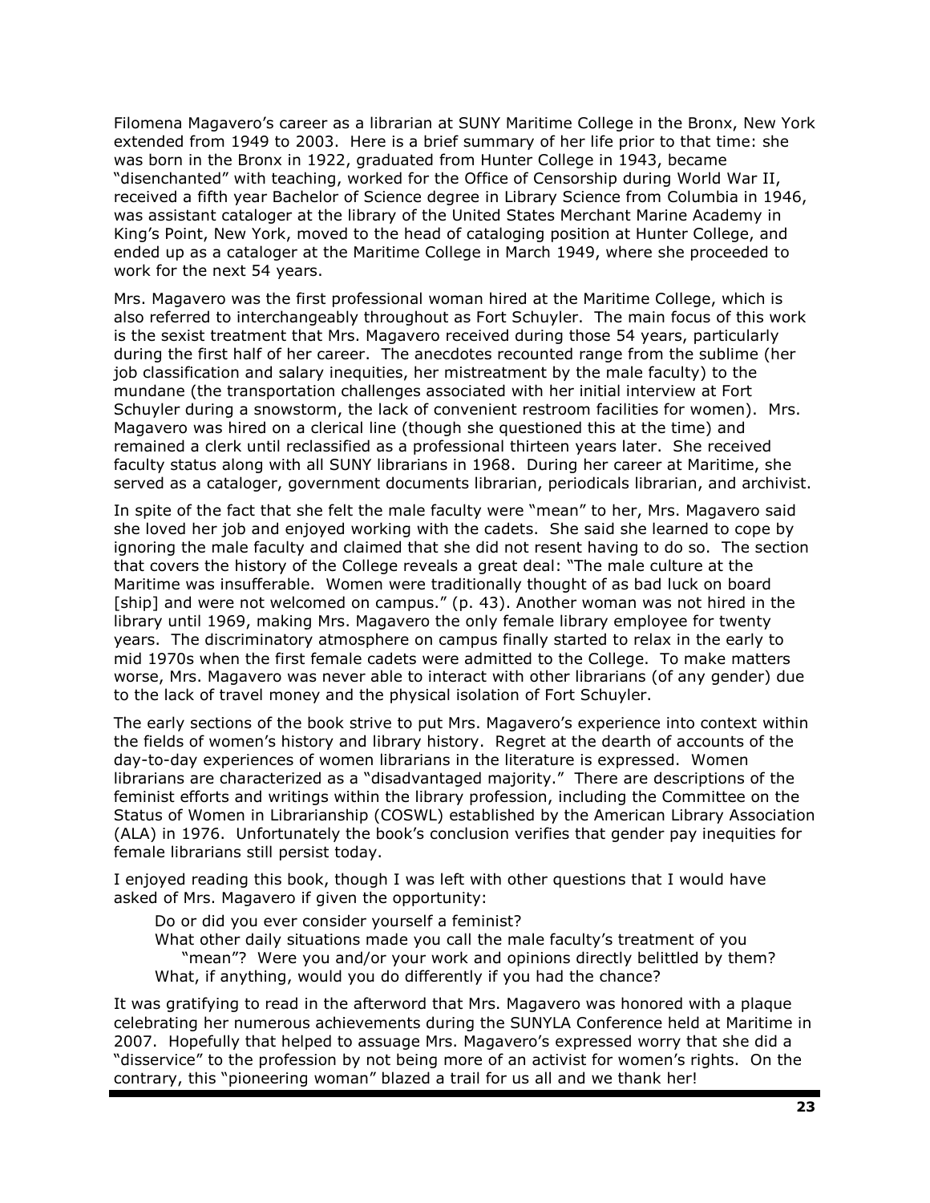Filomena Magavero's career as a librarian at SUNY Maritime College in the Bronx, New York extended from 1949 to 2003. Here is a brief summary of her life prior to that time: she was born in the Bronx in 1922, graduated from Hunter College in 1943, became "disenchanted" with teaching, worked for the Office of Censorship during World War II, received a fifth year Bachelor of Science degree in Library Science from Columbia in 1946, was assistant cataloger at the library of the United States Merchant Marine Academy in King's Point, New York, moved to the head of cataloging position at Hunter College, and ended up as a cataloger at the Maritime College in March 1949, where she proceeded to work for the next 54 years.

Mrs. Magavero was the first professional woman hired at the Maritime College, which is also referred to interchangeably throughout as Fort Schuyler. The main focus of this work is the sexist treatment that Mrs. Magavero received during those 54 years, particularly during the first half of her career. The anecdotes recounted range from the sublime (her job classification and salary inequities, her mistreatment by the male faculty) to the mundane (the transportation challenges associated with her initial interview at Fort Schuyler during a snowstorm, the lack of convenient restroom facilities for women). Mrs. Magavero was hired on a clerical line (though she questioned this at the time) and remained a clerk until reclassified as a professional thirteen years later. She received faculty status along with all SUNY librarians in 1968. During her career at Maritime, she served as a cataloger, government documents librarian, periodicals librarian, and archivist.

In spite of the fact that she felt the male faculty were "mean" to her, Mrs. Magavero said she loved her job and enjoyed working with the cadets. She said she learned to cope by ignoring the male faculty and claimed that she did not resent having to do so. The section that covers the history of the College reveals a great deal: "The male culture at the Maritime was insufferable. Women were traditionally thought of as bad luck on board [ship] and were not welcomed on campus." (p. 43). Another woman was not hired in the library until 1969, making Mrs. Magavero the only female library employee for twenty years. The discriminatory atmosphere on campus finally started to relax in the early to mid 1970s when the first female cadets were admitted to the College. To make matters worse, Mrs. Magavero was never able to interact with other librarians (of any gender) due to the lack of travel money and the physical isolation of Fort Schuyler.

The early sections of the book strive to put Mrs. Magavero's experience into context within the fields of women's history and library history. Regret at the dearth of accounts of the day-to-day experiences of women librarians in the literature is expressed. Women librarians are characterized as a "disadvantaged majority." There are descriptions of the feminist efforts and writings within the library profession, including the Committee on the Status of Women in Librarianship (COSWL) established by the American Library Association (ALA) in 1976. Unfortunately the book's conclusion verifies that gender pay inequities for female librarians still persist today.

I enjoyed reading this book, though I was left with other questions that I would have asked of Mrs. Magavero if given the opportunity:

Do or did you ever consider yourself a feminist?
What other daily situations made you call the male faculty's treatment of you "mean"? Were you and/or your work and opinions directly belittled by them?
What, if anything, would you do differently if you had the chance?

It was gratifying to read in the afterword that Mrs. Magavero was honored with a plaque celebrating her numerous achievements during the SUNYLA Conference held at Maritime in 2007. Hopefully that helped to assuage Mrs. Magavero's expressed worry that she did a "disservice" to the profession by not being more of an activist for women's rights. On the contrary, this "pioneering woman" blazed a trail for us all and we thank her!